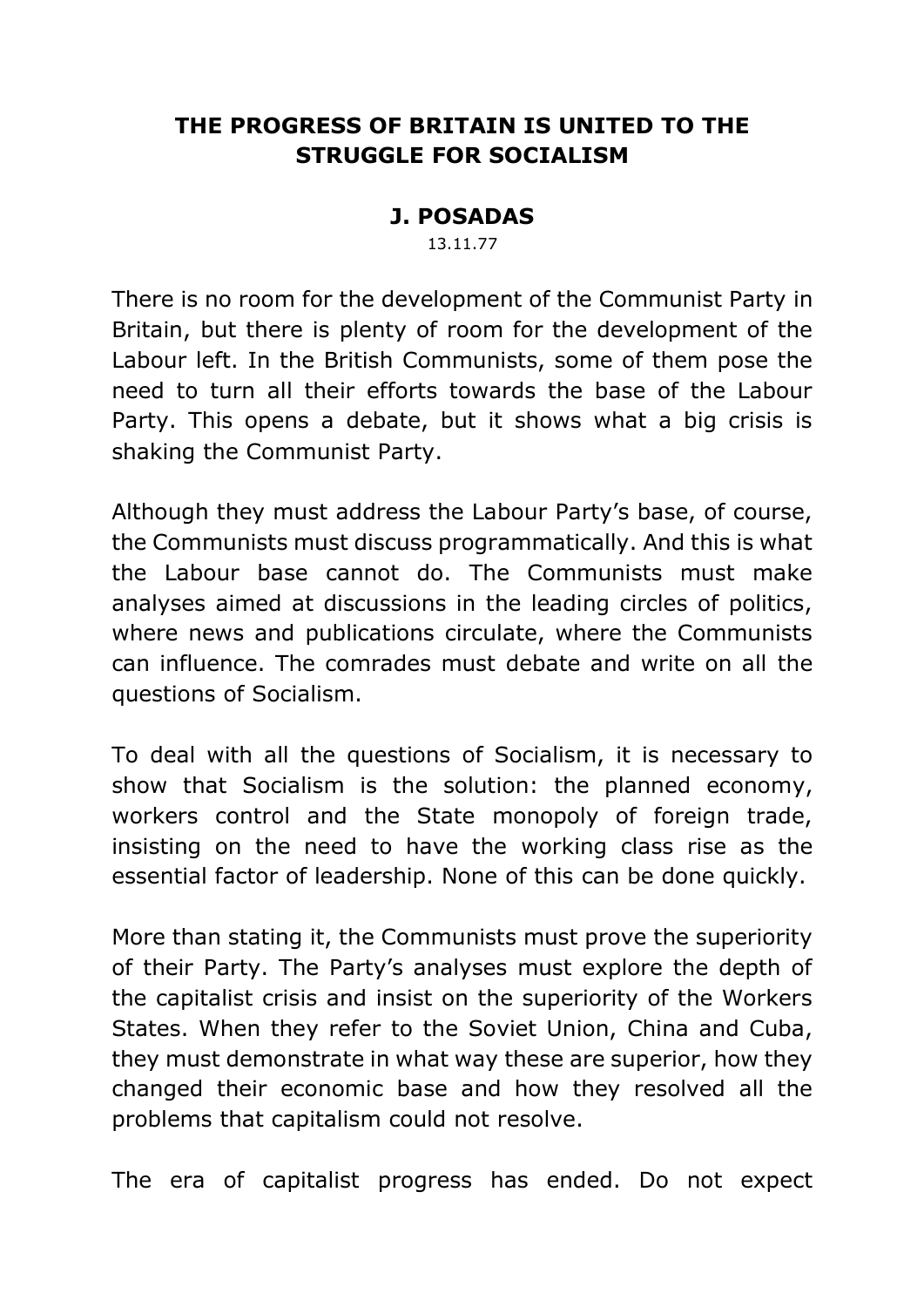# THE PROGRESS OF BRITAIN IS UNITED TO THE STRUGGLE FOR SOCIALISM

**J. POSADAS**

13.11.77

There is no room for the development of the Communist Party in Britain, but there is plenty of room for the development of the Labour left. In the British Communists, some of them pose the need to turn all their efforts towards the base of the Labour Party. This opens a debate, but it shows what a big crisis is shaking the Communist Party.

Although they must address the Labour Party's base, of course, the Communists must discuss programmatically. And this is what the Labour base cannot do. The Communists must make analyses aimed at discussions in the leading circles of politics, where news and publications circulate, where the Communists can influence. The comrades must debate and write on all the questions of Socialism.

To deal with all the questions of Socialism, it is necessary to show that Socialism is the solution: the planned economy, workers control and the State monopoly of foreign trade, insisting on the need to have the working class rise as the essential factor of leadership. None of this can be done quickly.

More than stating it, the Communists must prove the superiority of their Party. The Party's analyses must explore the depth of the capitalist crisis and insist on the superiority of the Workers States. When they refer to the Soviet Union, China and Cuba, they must demonstrate in what way these are superior, how they changed their economic base and how they resolved all the problems that capitalism could not resolve.

The era of capitalist progress has ended. Do not expect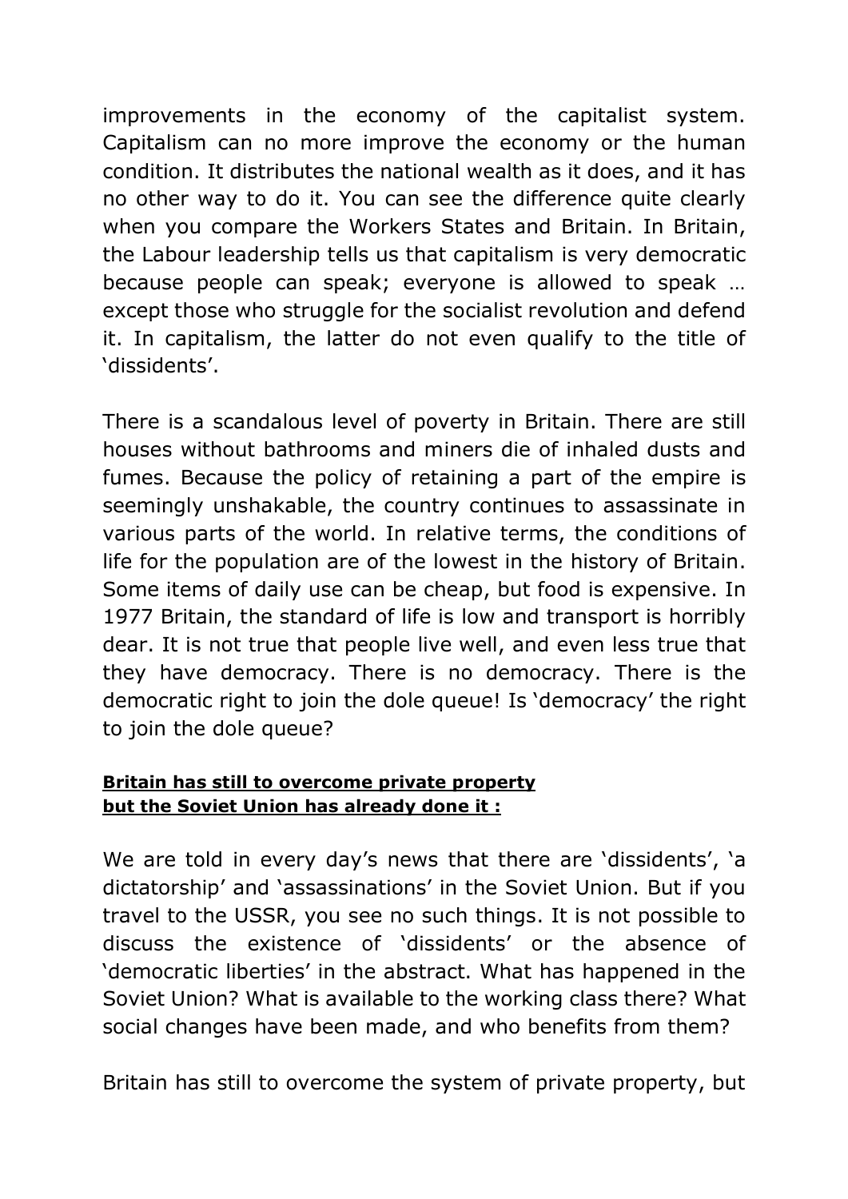improvements in the economy of the capitalist system. Capitalism can no more improve the economy or the human condition. It distributes the national wealth as it does, and it has no other way to do it. You can see the difference quite clearly when you compare the Workers States and Britain. In Britain, the Labour leadership tells us that capitalism is very democratic because people can speak; everyone is allowed to speak … except those who struggle for the socialist revolution and defend it. In capitalism, the latter do not even qualify to the title of 'dissidents'.

There is a scandalous level of poverty in Britain. There are still houses without bathrooms and miners die of inhaled dusts and fumes. Because the policy of retaining a part of the empire is seemingly unshakable, the country continues to assassinate in various parts of the world. In relative terms, the conditions of life for the population are of the lowest in the history of Britain. Some items of daily use can be cheap, but food is expensive. In 1977 Britain, the standard of life is low and transport is horribly dear. It is not true that people live well, and even less true that they have democracy. There is no democracy. There is the democratic right to join the dole queue! Is 'democracy' the right to join the dole queue?

**Britain has still to overcome private property but the Soviet Union has already done it :**

We are told in every day's news that there are 'dissidents', 'a dictatorship' and 'assassinations' in the Soviet Union. But if you travel to the USSR, you see no such things. It is not possible to discuss the existence of 'dissidents' or the absence of 'democratic liberties' in the abstract. What has happened in the Soviet Union? What is available to the working class there? What social changes have been made, and who benefits from them?

Britain has still to overcome the system of private property, but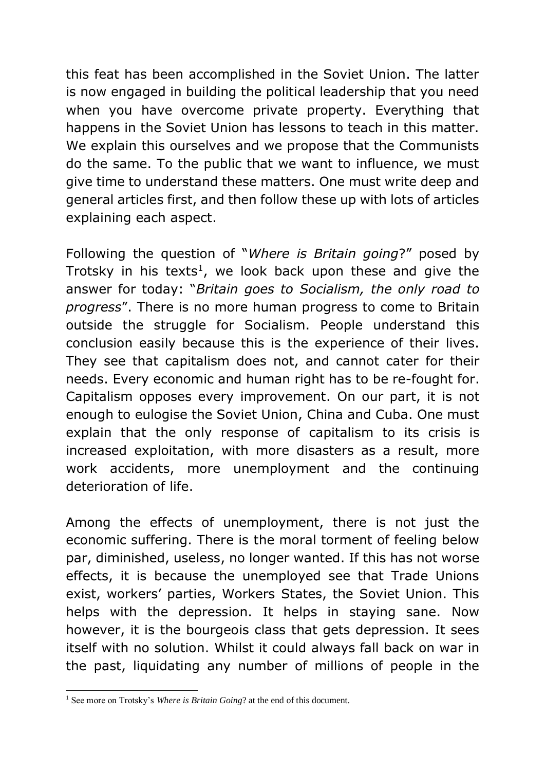this feat has been accomplished in the Soviet Union. The latter is now engaged in building the political leadership that you need when you have overcome private property. Everything that happens in the Soviet Union has lessons to teach in this matter. We explain this ourselves and we propose that the Communists do the same. To the public that we want to influence, we must give time to understand these matters. One must write deep and general articles first, and then follow these up with lots of articles explaining each aspect.

Following the question of "*Where is Britain going*?" posed by Trotsky in his texts[1], we look back upon these and give the answer for today: "*Britain goes to Socialism, the only road to progress*". There is no more human progress to come to Britain outside the struggle for Socialism. People understand this conclusion easily because this is the experience of their lives. They see that capitalism does not, and cannot cater for their needs. Every economic and human right has to be re-fought for. Capitalism opposes every improvement. On our part, it is not enough to eulogise the Soviet Union, China and Cuba. One must explain that the only response of capitalism to its crisis is increased exploitation, with more disasters as a result, more work accidents, more unemployment and the continuing deterioration of life.

Among the effects of unemployment, there is not just the economic suffering. There is the moral torment of feeling below par, diminished, useless, no longer wanted. If this has not worse effects, it is because the unemployed see that Trade Unions exist, workers' parties, Workers States, the Soviet Union. This helps with the depression. It helps in staying sane. Now however, it is the bourgeois class that gets depression. It sees itself with no solution. Whilst it could always fall back on war in the past, liquidating any number of millions of people in the

[1] See more on Trotsky's *Where is Britain Going*? at the end of this document.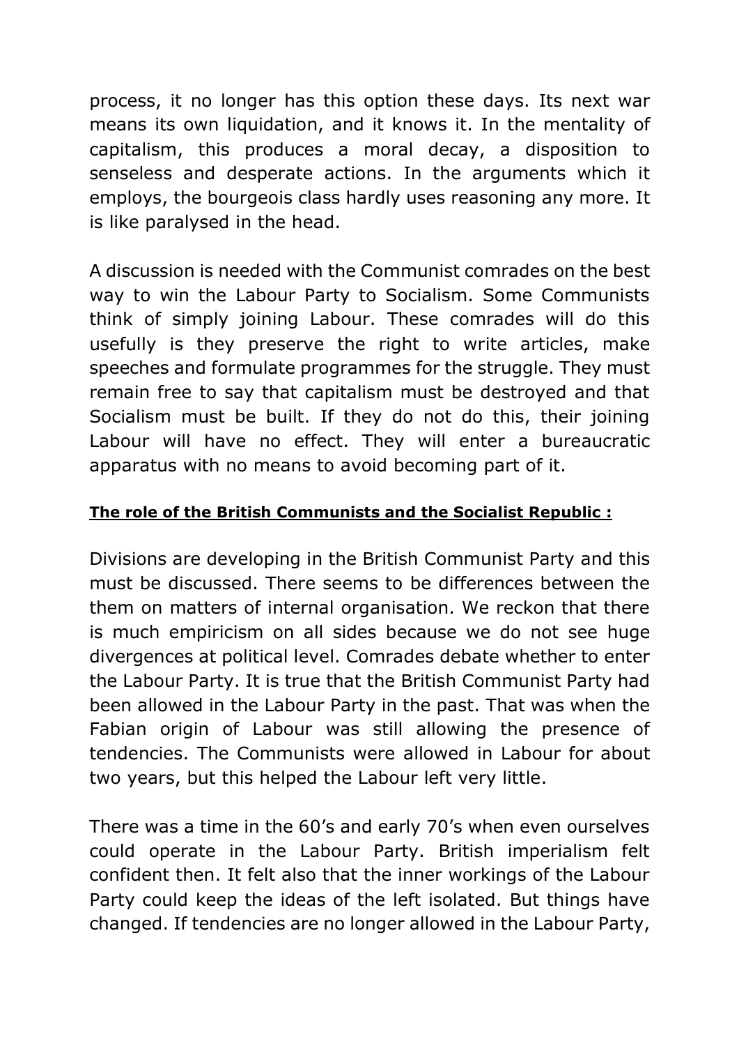process, it no longer has this option these days. Its next war means its own liquidation, and it knows it. In the mentality of capitalism, this produces a moral decay, a disposition to senseless and desperate actions. In the arguments which it employs, the bourgeois class hardly uses reasoning any more. It is like paralysed in the head.

A discussion is needed with the Communist comrades on the best way to win the Labour Party to Socialism. Some Communists think of simply joining Labour. These comrades will do this usefully is they preserve the right to write articles, make speeches and formulate programmes for the struggle. They must remain free to say that capitalism must be destroyed and that Socialism must be built. If they do not do this, their joining Labour will have no effect. They will enter a bureaucratic apparatus with no means to avoid becoming part of it.

**The role of the British Communists and the Socialist Republic :**

Divisions are developing in the British Communist Party and this must be discussed. There seems to be differences between the them on matters of internal organisation. We reckon that there is much empiricism on all sides because we do not see huge divergences at political level. Comrades debate whether to enter the Labour Party. It is true that the British Communist Party had been allowed in the Labour Party in the past. That was when the Fabian origin of Labour was still allowing the presence of tendencies. The Communists were allowed in Labour for about two years, but this helped the Labour left very little.

There was a time in the 60's and early 70's when even ourselves could operate in the Labour Party. British imperialism felt confident then. It felt also that the inner workings of the Labour Party could keep the ideas of the left isolated. But things have changed. If tendencies are no longer allowed in the Labour Party,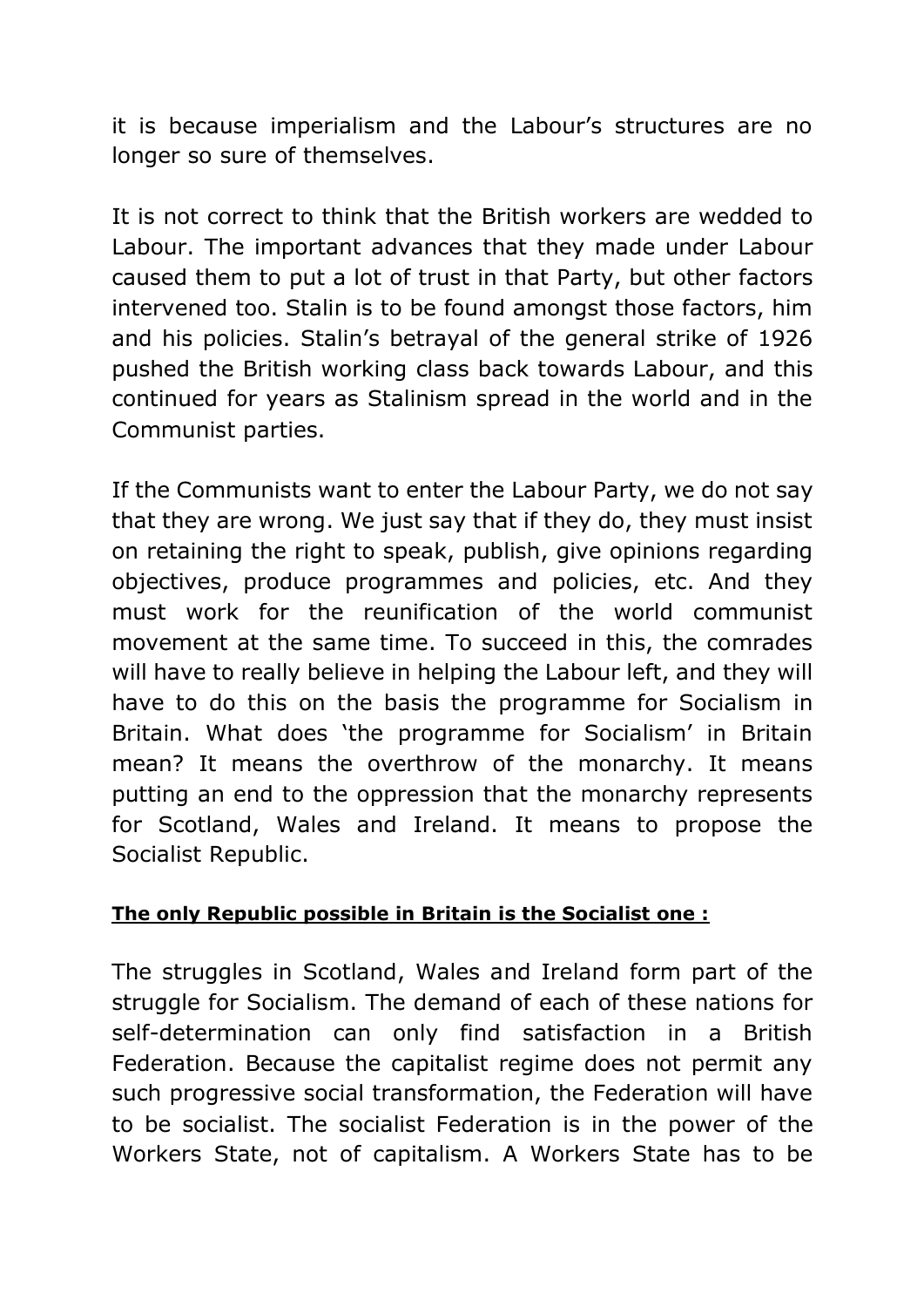it is because imperialism and the Labour's structures are no longer so sure of themselves.

It is not correct to think that the British workers are wedded to Labour. The important advances that they made under Labour caused them to put a lot of trust in that Party, but other factors intervened too. Stalin is to be found amongst those factors, him and his policies. Stalin's betrayal of the general strike of 1926 pushed the British working class back towards Labour, and this continued for years as Stalinism spread in the world and in the Communist parties.

If the Communists want to enter the Labour Party, we do not say that they are wrong. We just say that if they do, they must insist on retaining the right to speak, publish, give opinions regarding objectives, produce programmes and policies, etc. And they must work for the reunification of the world communist movement at the same time. To succeed in this, the comrades will have to really believe in helping the Labour left, and they will have to do this on the basis the programme for Socialism in Britain. What does 'the programme for Socialism' in Britain mean? It means the overthrow of the monarchy. It means putting an end to the oppression that the monarchy represents for Scotland, Wales and Ireland. It means to propose the Socialist Republic.

**The only Republic possible in Britain is the Socialist one :**

The struggles in Scotland, Wales and Ireland form part of the struggle for Socialism. The demand of each of these nations for self-determination can only find satisfaction in a British Federation. Because the capitalist regime does not permit any such progressive social transformation, the Federation will have to be socialist. The socialist Federation is in the power of the Workers State, not of capitalism. A Workers State has to be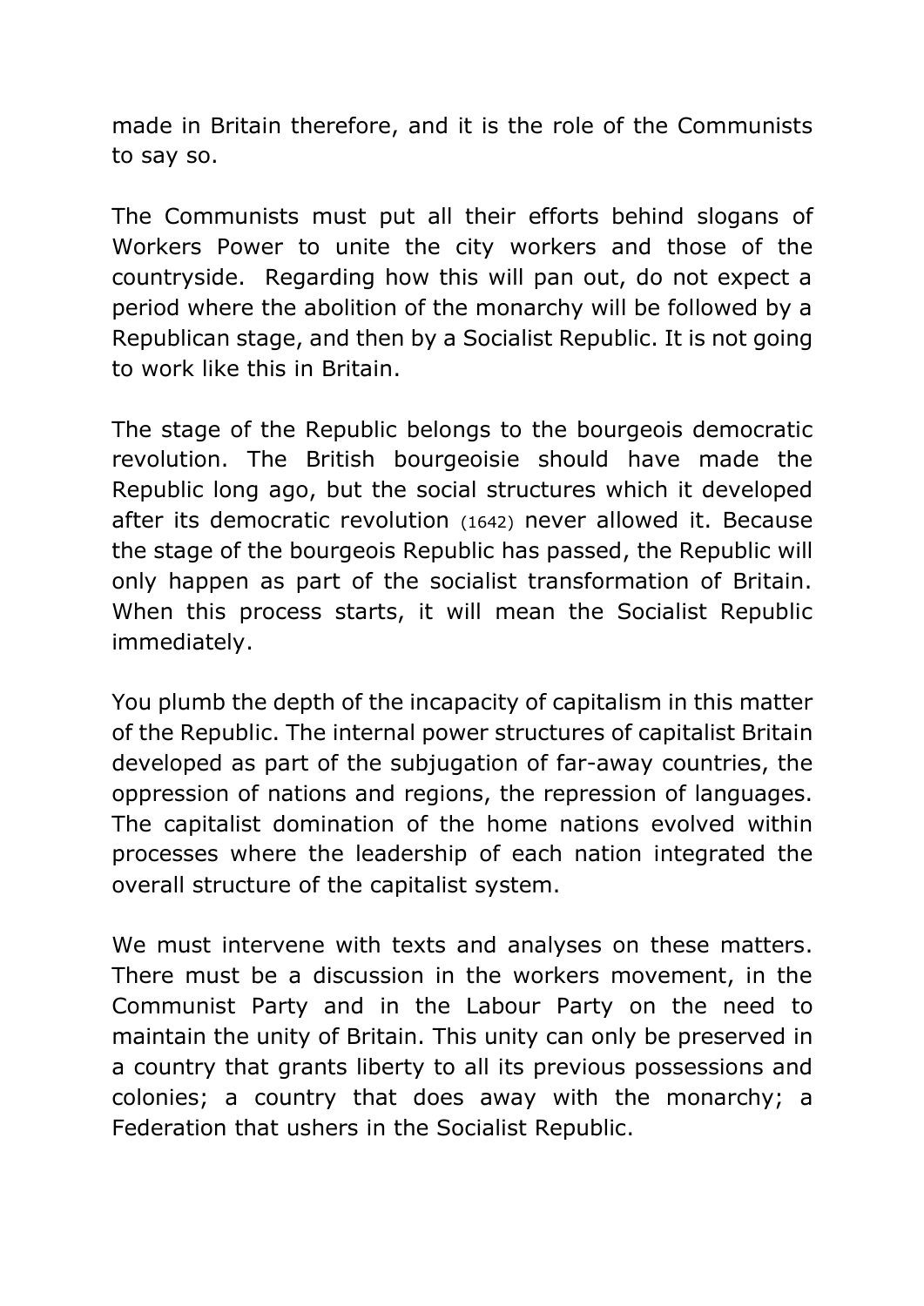made in Britain therefore, and it is the role of the Communists to say so.

The Communists must put all their efforts behind slogans of Workers Power to unite the city workers and those of the countryside. Regarding how this will pan out, do not expect a period where the abolition of the monarchy will be followed by a Republican stage, and then by a Socialist Republic. It is not going to work like this in Britain.

The stage of the Republic belongs to the bourgeois democratic revolution. The British bourgeoisie should have made the Republic long ago, but the social structures which it developed after its democratic revolution (1642) never allowed it. Because the stage of the bourgeois Republic has passed, the Republic will only happen as part of the socialist transformation of Britain. When this process starts, it will mean the Socialist Republic immediately.

You plumb the depth of the incapacity of capitalism in this matter of the Republic. The internal power structures of capitalist Britain developed as part of the subjugation of far-away countries, the oppression of nations and regions, the repression of languages. The capitalist domination of the home nations evolved within processes where the leadership of each nation integrated the overall structure of the capitalist system.

We must intervene with texts and analyses on these matters. There must be a discussion in the workers movement, in the Communist Party and in the Labour Party on the need to maintain the unity of Britain. This unity can only be preserved in a country that grants liberty to all its previous possessions and colonies; a country that does away with the monarchy; a Federation that ushers in the Socialist Republic.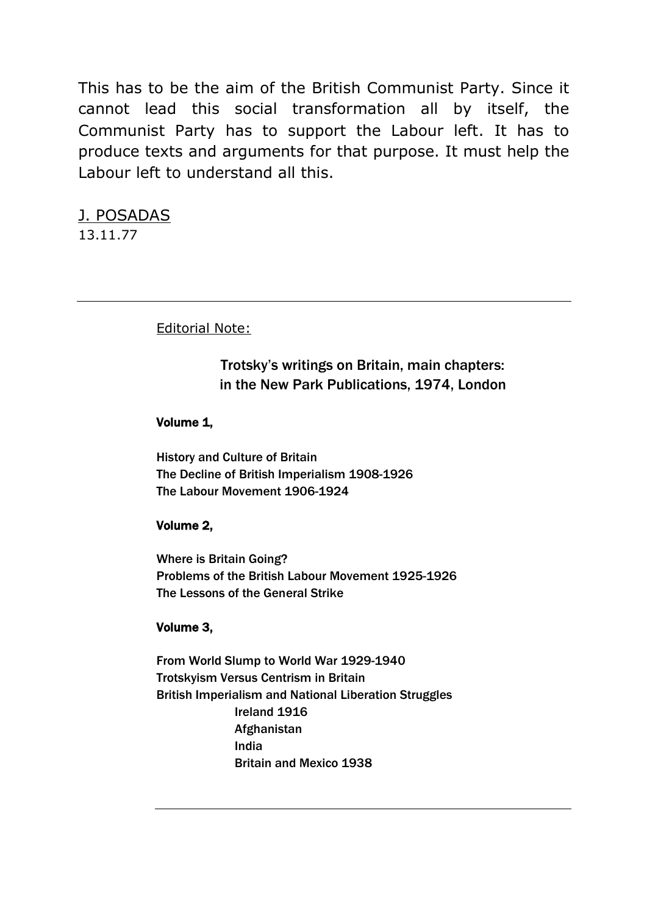This has to be the aim of the British Communist Party. Since it cannot lead this social transformation all by itself, the Communist Party has to support the Labour left. It has to produce texts and arguments for that purpose. It must help the Labour left to understand all this.

J. POSADAS
13.11.77

---

Editorial Note:

Trotsky's writings on Britain, main chapters:
in the New Park Publications, 1974, London

**Volume 1,**

History and Culture of Britain
The Decline of British Imperialism 1908-1926
The Labour Movement 1906-1924

**Volume 2,**

Where is Britain Going?
Problems of the British Labour Movement 1925-1926
The Lessons of the General Strike

**Volume 3,**

From World Slump to World War 1929-1940
Trotskyism Versus Centrism in Britain
British Imperialism and National Liberation Struggles
- Ireland 1916
- Afghanistan
- India
- Britain and Mexico 1938

---